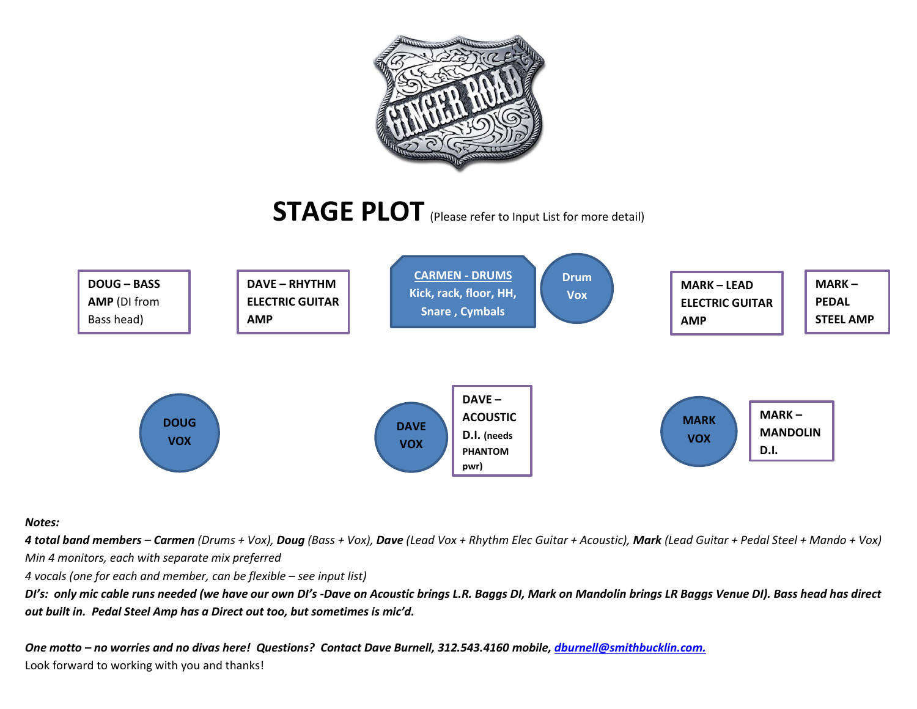GINGER ROAD

# STAGE PLOT (Please refer to Input List for more detail)

**DOUG – BASS AMP** (DI from Bass head)

**DAVE – RHYTHM ELECTRIC GUITAR AMP**

**CARMEN - DRUMS**
**Kick, rack, floor, HH, Snare , Cymbals**

**Drum Vox**

**MARK – LEAD ELECTRIC GUITAR AMP**

**MARK – PEDAL STEEL AMP**

**DOUG VOX**

**DAVE VOX**

**DAVE – ACOUSTIC D.I.** (needs PHANTOM pwr)

**MARK VOX**

**MARK – MANDOLIN D.I.**

***Notes:***

***4 total band members** – **Carmen** (Drums + Vox), **Doug** (Bass + Vox), **Dave** (Lead Vox + Rhythm Elec Guitar + Acoustic), **Mark** (Lead Guitar + Pedal Steel + Mando + Vox)*

*Min 4 monitors, each with separate mix preferred*

*4 vocals (one for each and member, can be flexible – see input list)*

***DI's: only mic cable runs needed (we have our own DI's -Dave on Acoustic brings L.R. Baggs DI, Mark on Mandolin brings LR Baggs Venue DI). Bass head has direct out built in. Pedal Steel Amp has a Direct out too, but sometimes is mic'd.***

***One motto – no worries and no divas here! Questions? Contact Dave Burnell, 312.543.4160 mobile, [dburnell@smithbucklin.com.](mailto:dburnell@smithbucklin.com)***

Look forward to working with you and thanks!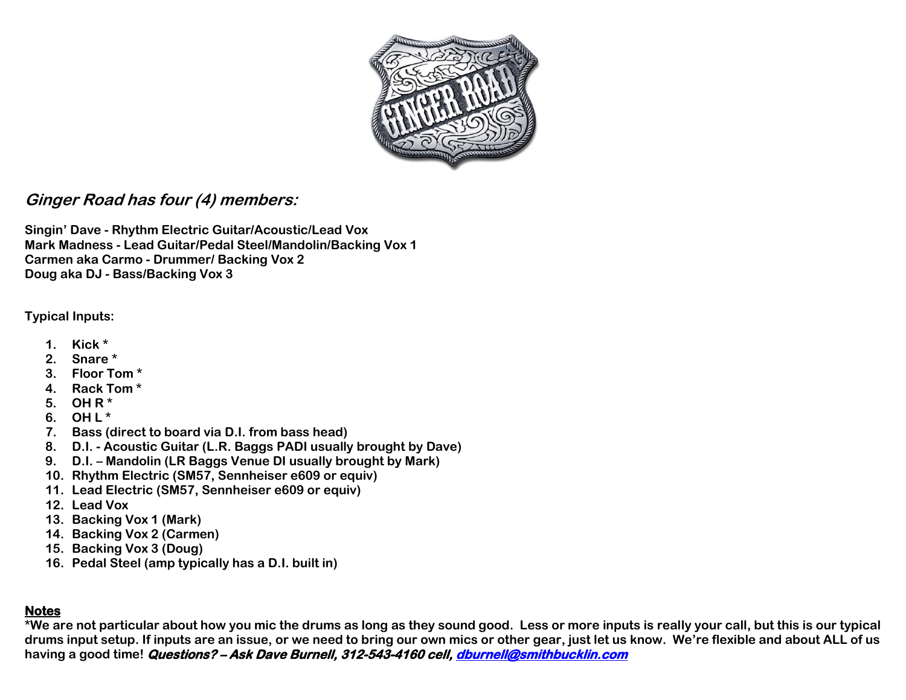## *Ginger Road has four (4) members:*

**Singin' Dave - Rhythm Electric Guitar/Acoustic/Lead Vox**
**Mark Madness - Lead Guitar/Pedal Steel/Mandolin/Backing Vox 1**
**Carmen aka Carmo - Drummer/ Backing Vox 2**
**Doug aka DJ - Bass/Backing Vox 3**

**Typical Inputs:**

1. **Kick ***
2. **Snare ***
3. **Floor Tom ***
4. **Rack Tom ***
5. **OH R ***
6. **OH L ***
7. **Bass (direct to board via D.I. from bass head)**
8. **D.I. - Acoustic Guitar (L.R. Baggs PADI usually brought by Dave)**
9. **D.I. – Mandolin (LR Baggs Venue DI usually brought by Mark)**
10. **Rhythm Electric (SM57, Sennheiser e609 or equiv)**
11. **Lead Electric (SM57, Sennheiser e609 or equiv)**
12. **Lead Vox**
13. **Backing Vox 1 (Mark)**
14. **Backing Vox 2 (Carmen)**
15. **Backing Vox 3 (Doug)**
16. **Pedal Steel (amp typically has a D.I. built in)**

**Notes**
**\*We are not particular about how you mic the drums as long as they sound good. Less or more inputs is really your call, but this is our typical drums input setup. If inputs are an issue, or we need to bring our own mics or other gear, just let us know. We're flexible and about ALL of us having a good time!** ***Questions? – Ask Dave Burnell, 312-543-4160 cell, dburnell@smithbucklin.com***